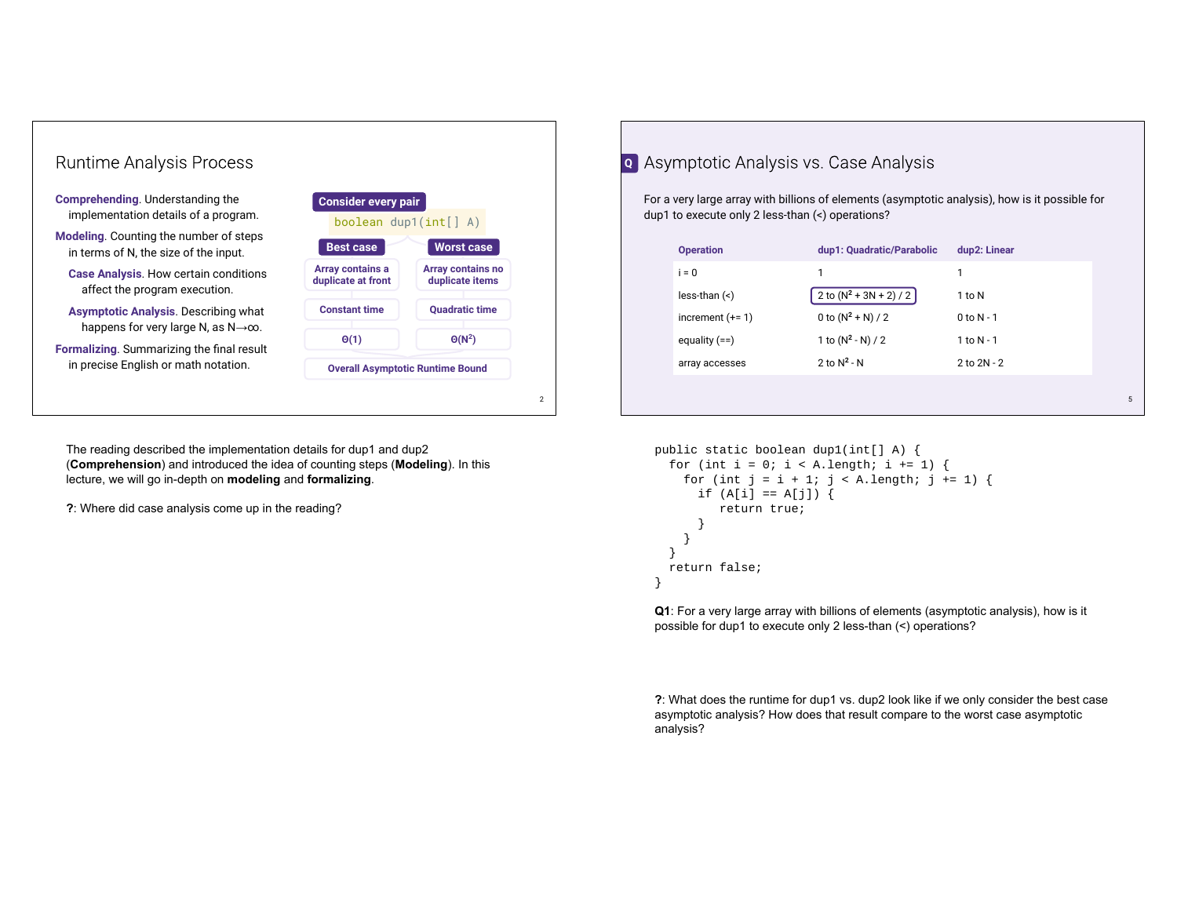## Runtime Analysis Process

**Comprehending**. Understanding the implementation details of a program.

**Modeling**. Counting the number of steps in terms of N, the size of the input.

- **Case Analysis**. How certain conditions affect the program execution.
- **Asymptotic Analysis**. Describing what happens for very large N, as N→∞.

**Formalizing**. Summarizing the final result in precise English or math notation.

**Consider every pair**

`boolean dup1(int[] A)`

| Best case | Worst case |
| --- | --- |
| Array contains a duplicate at front | Array contains no duplicate items |
| Constant time | Quadratic time |
| $\Theta(1)$ | $\Theta(N^2)$ |

**Overall Asymptotic Runtime Bound**

The reading described the implementation details for dup1 and dup2 (**Comprehension**) and introduced the idea of counting steps (**Modeling**). In this lecture, we will go in-depth on **modeling** and **formalizing**.

**?**: Where did case analysis come up in the reading?

## Asymptotic Analysis vs. Case Analysis

For a very large array with billions of elements (asymptotic analysis), how is it possible for dup1 to execute only 2 less-than (<) operations?

| Operation | dup1: Quadratic/Parabolic | dup2: Linear |
| --- | --- | --- |
| i = 0 | 1 | 1 |
| less-than (<) | 2 to $(N^2 + 3N + 2) / 2$ | 1 to N |
| increment (+= 1) | 0 to $(N^2 + N) / 2$ | 0 to N - 1 |
| equality (==) | 1 to $(N^2 - N) / 2$ | 1 to N - 1 |
| array accesses | 2 to $N^2 - N$ | 2 to 2N - 2 |

```
public static boolean dup1(int[] A) {
  for (int i = 0; i < A.length; i += 1) {
    for (int j = i + 1; j < A.length; j += 1) {
      if (A[i] == A[j]) {
         return true;
      }
    }
  }
  return false;
}
```

**Q1**: For a very large array with billions of elements (asymptotic analysis), how is it possible for dup1 to execute only 2 less-than (<) operations?

**?**: What does the runtime for dup1 vs. dup2 look like if we only consider the best case asymptotic analysis? How does that result compare to the worst case asymptotic analysis?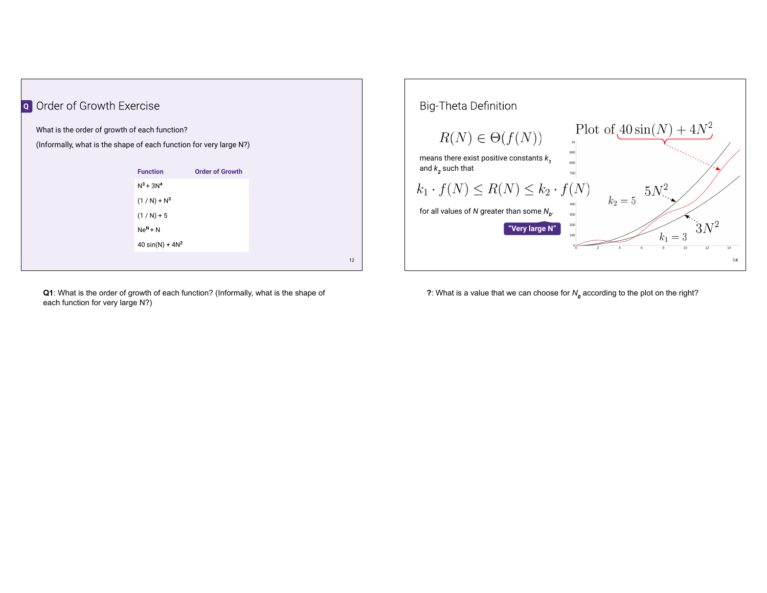## Q Order of Growth Exercise

What is the order of growth of each function?

(Informally, what is the shape of each function for very large N?)

| Function | Order of Growth |
|---|---|
| $N^3 + 3N^4$ | |
| $(1 / N) + N^3$ | |
| $(1 / N) + 5$ | |
| $Ne^N + N$ | |
| $40 \sin(N) + 4N^2$ | |

**Q1**: What is the order of growth of each function? (Informally, what is the shape of each function for very large N?)

## Big-Theta Definition

$$R(N) \in \Theta(f(N))$$

means there exist positive constants $k_1$ and $k_2$ such that

$$k_1 \cdot f(N) \leq R(N) \leq k_2 \cdot f(N)$$

for all values of $N$ greater than some $N_0$.

"Very large N"

Plot of $40\sin(N) + 4N^2$

$5N^2$, $k_2 = 5$

$3N^2$, $k_1 = 3$

**?**: What is a value that we can choose for $N_0$ according to the plot on the right?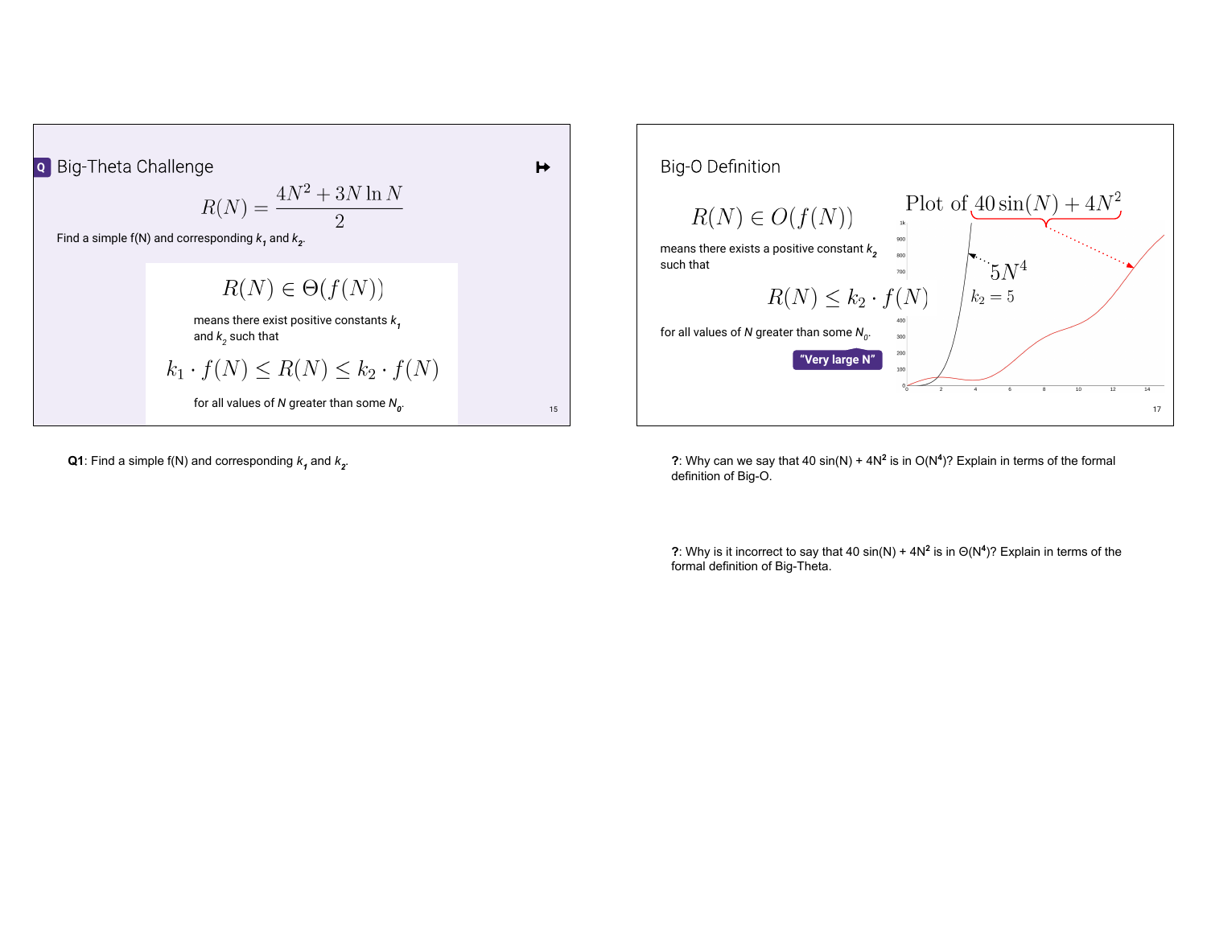## Big-Theta Challenge

$$R(N) = \frac{4N^2 + 3N \ln N}{2}$$

Find a simple f(N) and corresponding $k_1$ and $k_2$.

$$R(N) \in \Theta(f(N))$$

means there exist positive constants $k_1$ and $k_2$ such that

$$k_1 \cdot f(N) \leq R(N) \leq k_2 \cdot f(N)$$

for all values of $N$ greater than some $N_0$.

**Q1**: Find a simple f(N) and corresponding $k_1$ and $k_2$.

## Big-O Definition

$$R(N) \in O(f(N))$$

means there exists a positive constant $k_2$ such that

$$R(N) \leq k_2 \cdot f(N)$$

for all values of $N$ greater than some $N_0$.

"Very large N"

Plot of $40\sin(N) + 4N^2$

$5N^4$

$k_2 = 5$

**?**: Why can we say that $40 \sin(N) + 4N^2$ is in $O(N^4)$? Explain in terms of the formal definition of Big-O.

**?**: Why is it incorrect to say that $40 \sin(N) + 4N^2$ is in $\Theta(N^4)$? Explain in terms of the formal definition of Big-Theta.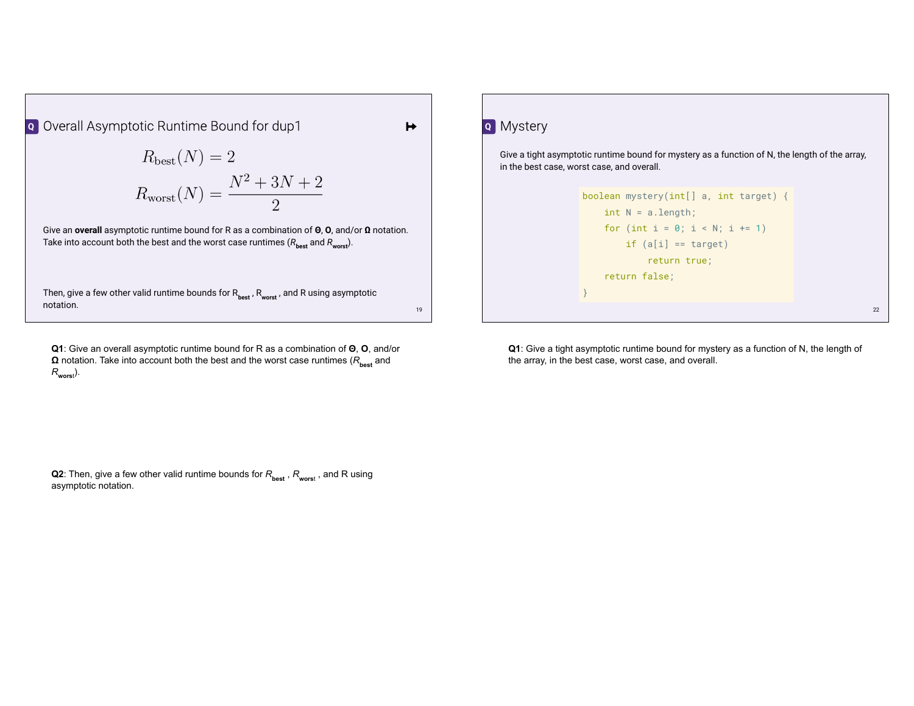## Q Overall Asymptotic Runtime Bound for dup1

$$R_{\text{best}}(N) = 2$$

$$R_{\text{worst}}(N) = \frac{N^2 + 3N + 2}{2}$$

Give an **overall** asymptotic runtime bound for R as a combination of **Θ**, **O**, and/or **Ω** notation. Take into account both the best and the worst case runtimes ($R_{best}$ and $R_{worst}$).

Then, give a few other valid runtime bounds for $R_{best}$, $R_{worst}$, and R using asymptotic notation.

**Q1**: Give an overall asymptotic runtime bound for R as a combination of **Θ**, **O**, and/or **Ω** notation. Take into account both the best and the worst case runtimes ($R_{best}$ and $R_{worst}$).

**Q2**: Then, give a few other valid runtime bounds for $R_{best}$, $R_{worst}$, and R using asymptotic notation.

## Q Mystery

Give a tight asymptotic runtime bound for mystery as a function of N, the length of the array, in the best case, worst case, and overall.

```
boolean mystery(int[] a, int target) {
    int N = a.length;
    for (int i = 0; i < N; i += 1)
        if (a[i] == target)
            return true;
    return false;
}
```

**Q1**: Give a tight asymptotic runtime bound for mystery as a function of N, the length of the array, in the best case, worst case, and overall.